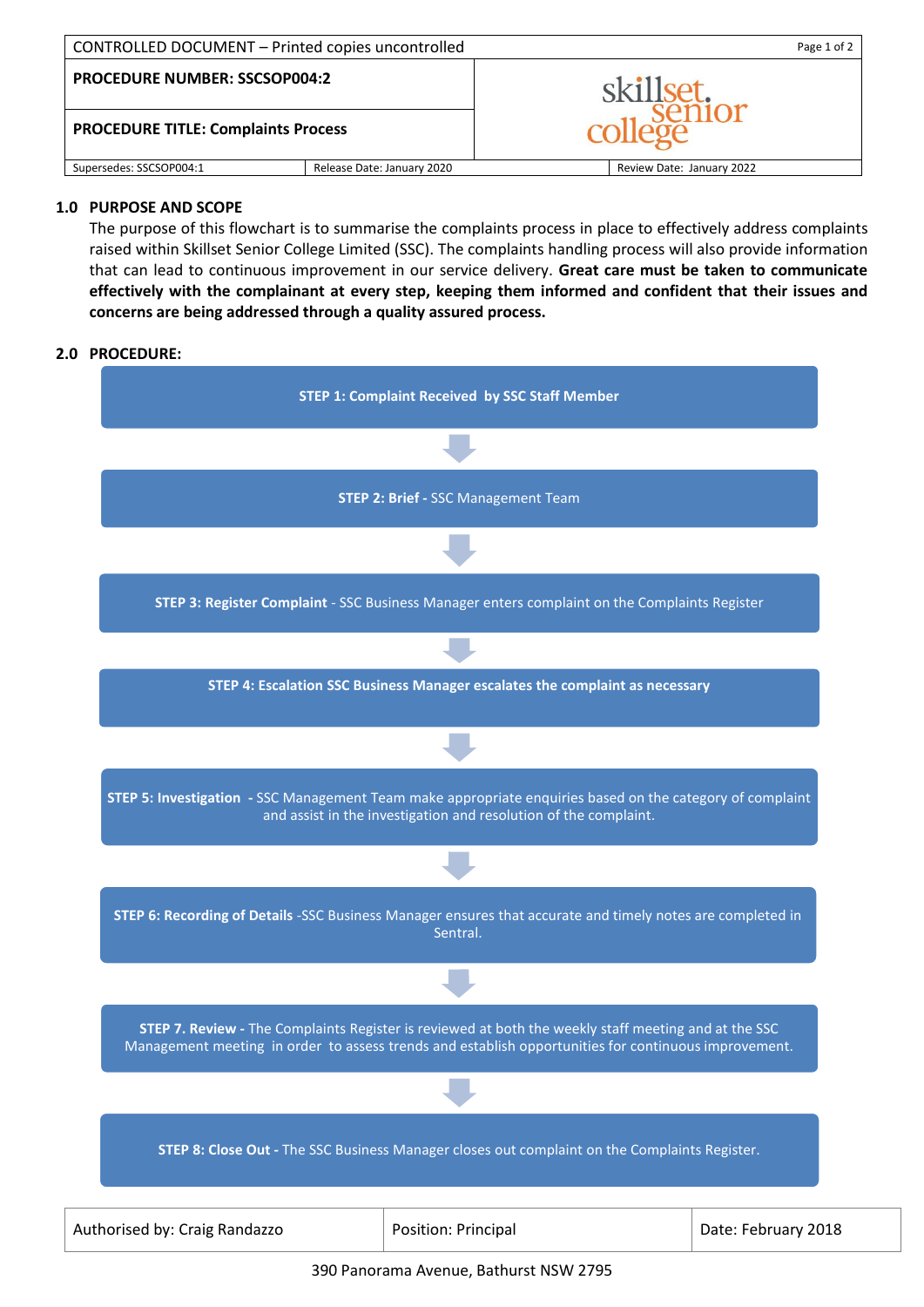CONTROLLED DOCUMENT – Printed copies uncontrolled

| PROCEDURE NUMBER: SSCSOP004:2 | |
|---|---|
| PROCEDURE TITLE: Complaints Process | |
| Supersedes: SSCSOP004:1 | Release Date: January 2020 | Review Date: January 2022 |

## 1.0 PURPOSE AND SCOPE

The purpose of this flowchart is to summarise the complaints process in place to effectively address complaints raised within Skillset Senior College Limited (SSC). The complaints handling process will also provide information that can lead to continuous improvement in our service delivery. **Great care must be taken to communicate effectively with the complainant at every step, keeping them informed and confident that their issues and concerns are being addressed through a quality assured process.**

## 2.0 PROCEDURE:

**STEP 1: Complaint Received by SSC Staff Member**

↓

**STEP 2: Brief -** SSC Management Team

↓

**STEP 3: Register Complaint** - SSC Business Manager enters complaint on the Complaints Register

↓

**STEP 4: Escalation SSC Business Manager escalates the complaint as necessary**

↓

**STEP 5: Investigation -** SSC Management Team make appropriate enquiries based on the category of complaint and assist in the investigation and resolution of the complaint.

↓

**STEP 6: Recording of Details** -SSC Business Manager ensures that accurate and timely notes are completed in Sentral.

↓

**STEP 7. Review -** The Complaints Register is reviewed at both the weekly staff meeting and at the SSC Management meeting in order to assess trends and establish opportunities for continuous improvement.

↓

**STEP 8: Close Out -** The SSC Business Manager closes out complaint on the Complaints Register.

| Authorised by: Craig Randazzo | Position: Principal | Date: February 2018 |
|---|---|---|

390 Panorama Avenue, Bathurst NSW 2795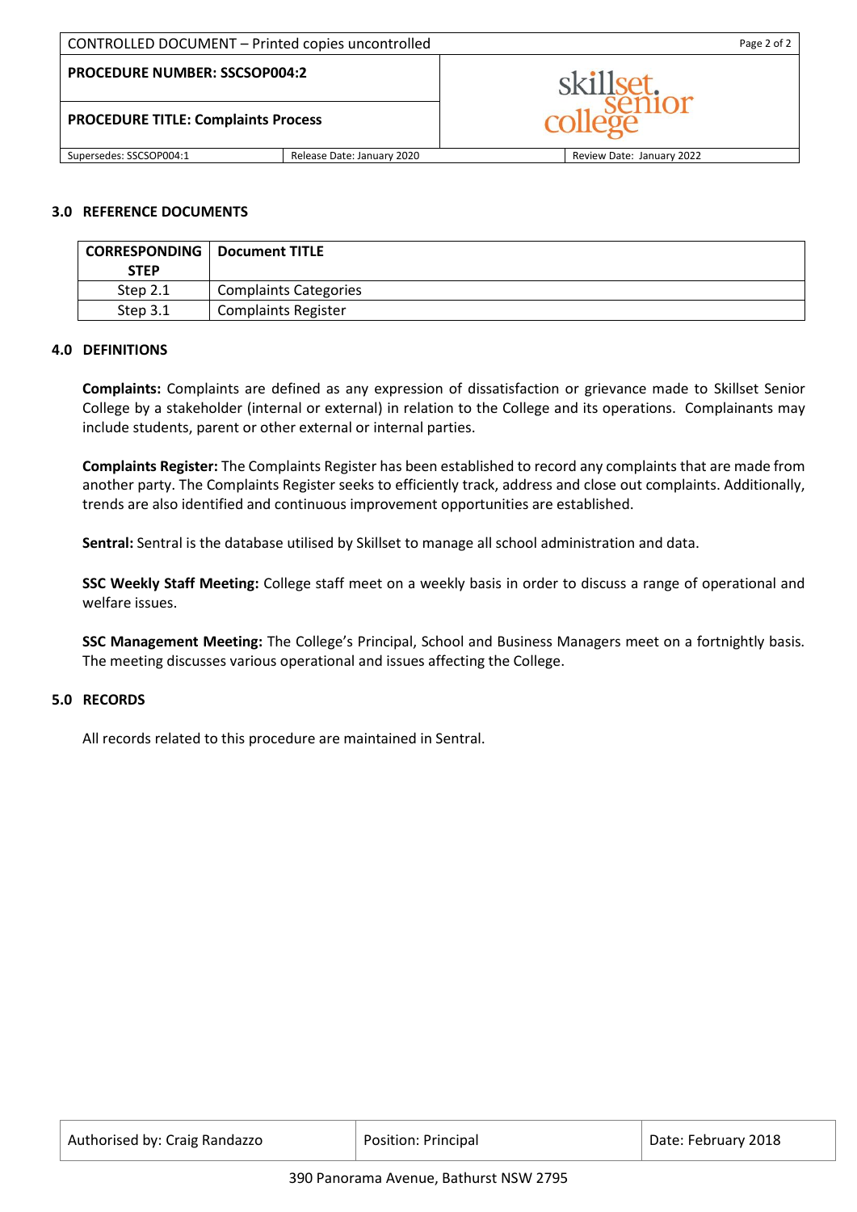## 3.0 REFERENCE DOCUMENTS

| CORRESPONDING STEP | Document TITLE |
|---|---|
| Step 2.1 | Complaints Categories |
| Step 3.1 | Complaints Register |

## 4.0 DEFINITIONS

**Complaints:** Complaints are defined as any expression of dissatisfaction or grievance made to Skillset Senior College by a stakeholder (internal or external) in relation to the College and its operations. Complainants may include students, parent or other external or internal parties.

**Complaints Register:** The Complaints Register has been established to record any complaints that are made from another party. The Complaints Register seeks to efficiently track, address and close out complaints. Additionally, trends are also identified and continuous improvement opportunities are established.

**Sentral:** Sentral is the database utilised by Skillset to manage all school administration and data.

**SSC Weekly Staff Meeting:** College staff meet on a weekly basis in order to discuss a range of operational and welfare issues.

**SSC Management Meeting:** The College's Principal, School and Business Managers meet on a fortnightly basis. The meeting discusses various operational and issues affecting the College.

## 5.0 RECORDS

All records related to this procedure are maintained in Sentral.